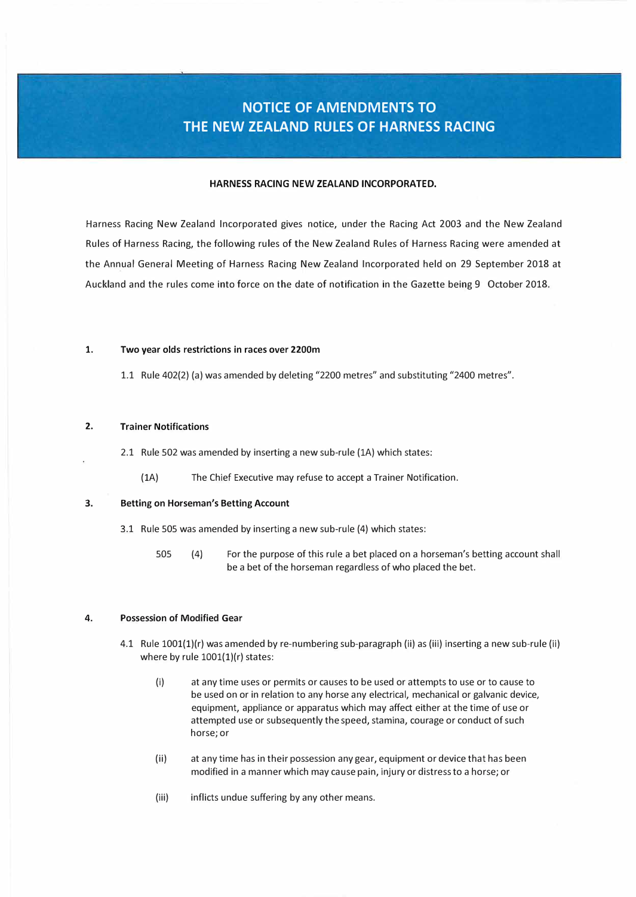# NOTICE OF AMENDMENTS TO THE NEW ZEALAND RULES OF HARNESS RACING

**HARNESS RACING NEW ZEALAND INCORPORATED.**

Harness Racing New Zealand Incorporated gives notice, under the Racing Act 2003 and the New Zealand Rules of Harness Racing, the following rules of the New Zealand Rules of Harness Racing were amended at the Annual General Meeting of Harness Racing New Zealand Incorporated held on 29 September 2018 at Auckland and the rules come into force on the date of notification in the Gazette being 9 October 2018.

**1. Two year olds restrictions in races over 2200m**

1.1 Rule 402(2) (a) was amended by deleting "2200 metres" and substituting "2400 metres".

**2. Trainer Notifications**

2.1 Rule 502 was amended by inserting a new sub-rule (1A) which states:

(1A) The Chief Executive may refuse to accept a Trainer Notification.

**3. Betting on Horseman's Betting Account**

3.1 Rule 505 was amended by inserting a new sub-rule (4) which states:

505 (4) For the purpose of this rule a bet placed on a horseman's betting account shall be a bet of the horseman regardless of who placed the bet.

**4. Possession of Modified Gear**

4.1 Rule 1001(1)(r) was amended by re-numbering sub-paragraph (ii) as (iii) inserting a new sub-rule (ii) where by rule 1001(1)(r) states:

(i) at any time uses or permits or causes to be used or attempts to use or to cause to be used on or in relation to any horse any electrical, mechanical or galvanic device, equipment, appliance or apparatus which may affect either at the time of use or attempted use or subsequently the speed, stamina, courage or conduct of such horse; or

(ii) at any time has in their possession any gear, equipment or device that has been modified in a manner which may cause pain, injury or distress to a horse; or

(iii) inflicts undue suffering by any other means.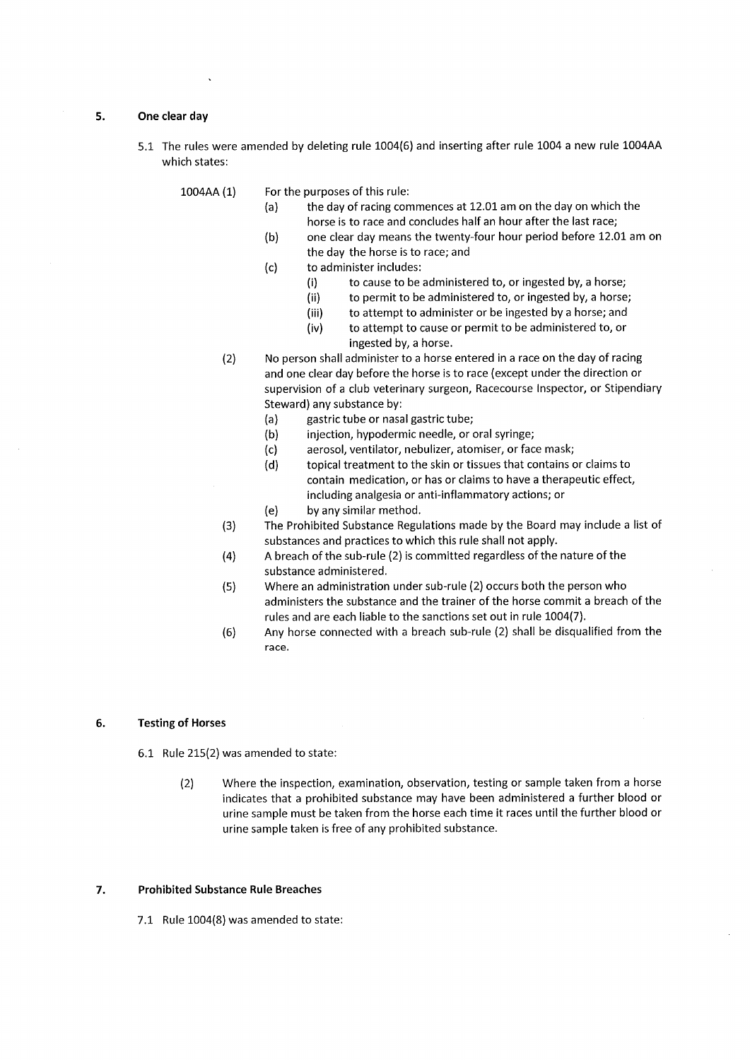## 5. One clear day

5.1 The rules were amended by deleting rule 1004(6) and inserting after rule 1004 a new rule 1004AA which states:

1004AA (1) For the purposes of this rule:

- (a) the day of racing commences at 12.01 am on the day on which the horse is to race and concludes half an hour after the last race;
- (b) one clear day means the twenty-four hour period before 12.01 am on the day the horse is to race; and
- (c) to administer includes:
  - (i) to cause to be administered to, or ingested by, a horse;
  - (ii) to permit to be administered to, or ingested by, a horse;
  - (iii) to attempt to administer or be ingested by a horse; and
  - (iv) to attempt to cause or permit to be administered to, or ingested by, a horse.

(2) No person shall administer to a horse entered in a race on the day of racing and one clear day before the horse is to race (except under the direction or supervision of a club veterinary surgeon, Racecourse Inspector, or Stipendiary Steward) any substance by:

- (a) gastric tube or nasal gastric tube;
- (b) injection, hypodermic needle, or oral syringe;
- (c) aerosol, ventilator, nebulizer, atomiser, or face mask;
- (d) topical treatment to the skin or tissues that contains or claims to contain medication, or has or claims to have a therapeutic effect, including analgesia or anti-inflammatory actions; or
- (e) by any similar method.

(3) The Prohibited Substance Regulations made by the Board may include a list of substances and practices to which this rule shall not apply.

(4) A breach of the sub-rule (2) is committed regardless of the nature of the substance administered.

(5) Where an administration under sub-rule (2) occurs both the person who administers the substance and the trainer of the horse commit a breach of the rules and are each liable to the sanctions set out in rule 1004(7).

(6) Any horse connected with a breach sub-rule (2) shall be disqualified from the race.

## 6. Testing of Horses

6.1 Rule 215(2) was amended to state:

(2) Where the inspection, examination, observation, testing or sample taken from a horse indicates that a prohibited substance may have been administered a further blood or urine sample must be taken from the horse each time it races until the further blood or urine sample taken is free of any prohibited substance.

## 7. Prohibited Substance Rule Breaches

7.1 Rule 1004(8) was amended to state: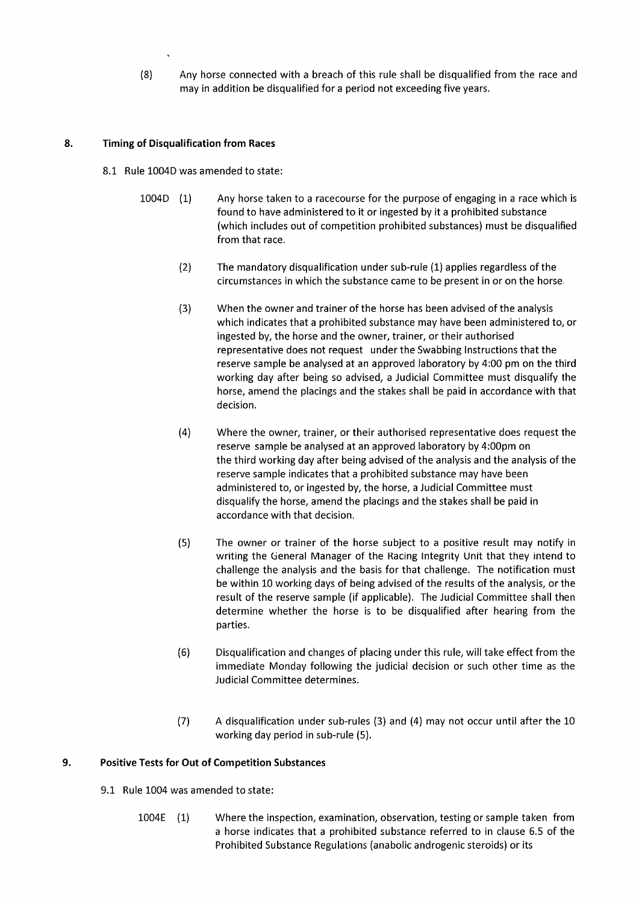(8) Any horse connected with a breach of this rule shall be disqualified from the race and may in addition be disqualified for a period not exceeding five years.

## 8. Timing of Disqualification from Races

8.1 Rule 1004D was amended to state:

1004D (1) Any horse taken to a racecourse for the purpose of engaging in a race which is found to have administered to it or ingested by it a prohibited substance (which includes out of competition prohibited substances) must be disqualified from that race.

(2) The mandatory disqualification under sub-rule (1) applies regardless of the circumstances in which the substance came to be present in or on the horse.

(3) When the owner and trainer of the horse has been advised of the analysis which indicates that a prohibited substance may have been administered to, or ingested by, the horse and the owner, trainer, or their authorised representative does not request under the Swabbing Instructions that the reserve sample be analysed at an approved laboratory by 4:00 pm on the third working day after being so advised, a Judicial Committee must disqualify the horse, amend the placings and the stakes shall be paid in accordance with that decision.

(4) Where the owner, trainer, or their authorised representative does request the reserve sample be analysed at an approved laboratory by 4:00pm on the third working day after being advised of the analysis and the analysis of the reserve sample indicates that a prohibited substance may have been administered to, or ingested by, the horse, a Judicial Committee must disqualify the horse, amend the placings and the stakes shall be paid in accordance with that decision.

(5) The owner or trainer of the horse subject to a positive result may notify in writing the General Manager of the Racing Integrity Unit that they intend to challenge the analysis and the basis for that challenge. The notification must be within 10 working days of being advised of the results of the analysis, or the result of the reserve sample (if applicable). The Judicial Committee shall then determine whether the horse is to be disqualified after hearing from the parties.

(6) Disqualification and changes of placing under this rule, will take effect from the immediate Monday following the judicial decision or such other time as the Judicial Committee determines.

(7) A disqualification under sub-rules (3) and (4) may not occur until after the 10 working day period in sub-rule (5).

## 9. Positive Tests for Out of Competition Substances

9.1 Rule 1004 was amended to state:

1004E (1) Where the inspection, examination, observation, testing or sample taken from a horse indicates that a prohibited substance referred to in clause 6.5 of the Prohibited Substance Regulations (anabolic androgenic steroids) or its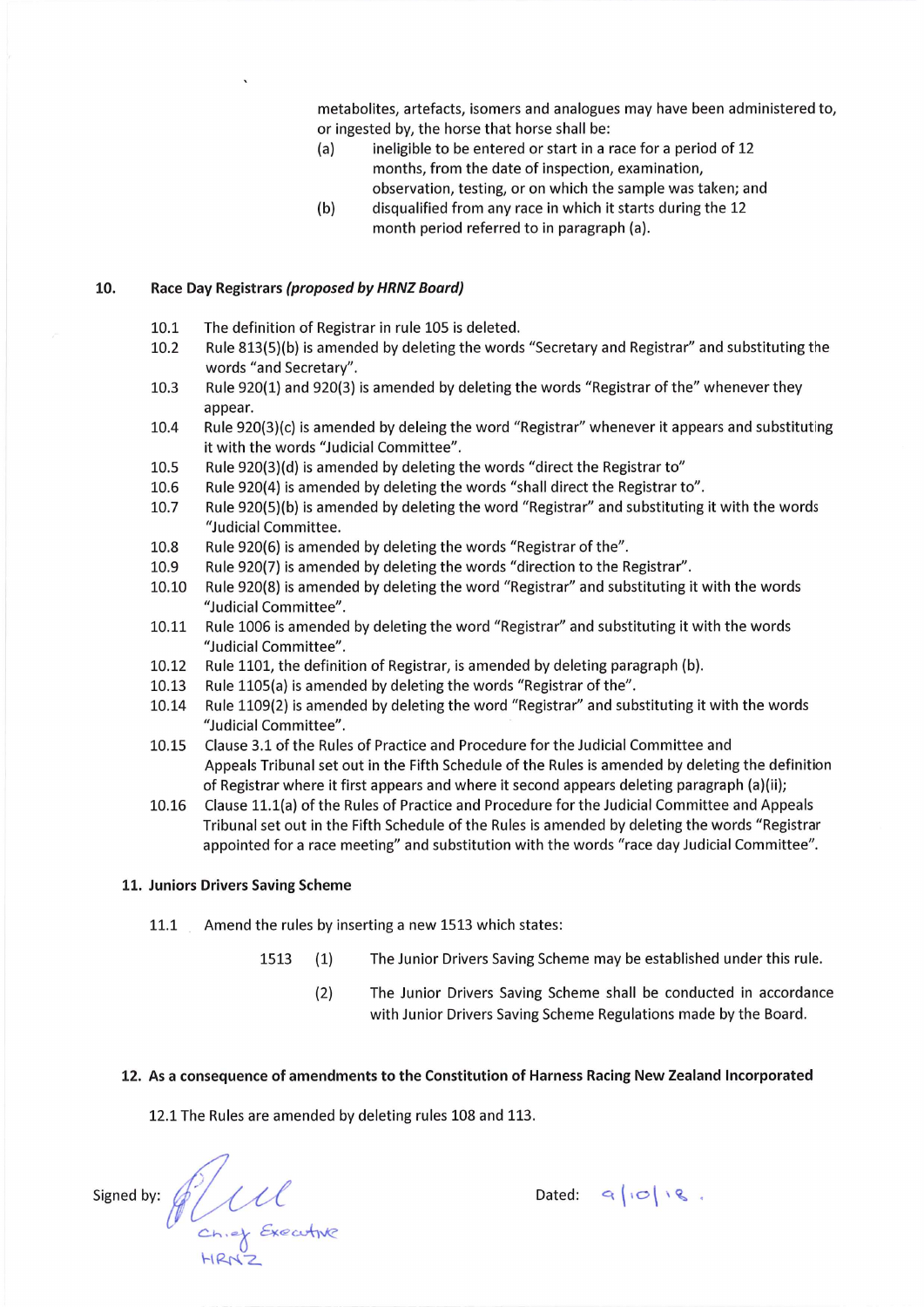metabolites, artefacts, isomers and analogues may have been administered to, or ingested by, the horse that horse shall be:

(a) ineligible to be entered or start in a race for a period of 12 months, from the date of inspection, examination, observation, testing, or on which the sample was taken; and

(b) disqualified from any race in which it starts during the 12 month period referred to in paragraph (a).

## 10. Race Day Registrars *(proposed by HRNZ Board)*

10.1 The definition of Registrar in rule 105 is deleted.

10.2 Rule 813(5)(b) is amended by deleting the words "Secretary and Registrar" and substituting the words "and Secretary".

10.3 Rule 920(1) and 920(3) is amended by deleting the words "Registrar of the" whenever they appear.

10.4 Rule 920(3)(c) is amended by deleing the word "Registrar" whenever it appears and substituting it with the words "Judicial Committee".

10.5 Rule 920(3)(d) is amended by deleting the words "direct the Registrar to"

10.6 Rule 920(4) is amended by deleting the words "shall direct the Registrar to".

10.7 Rule 920(5)(b) is amended by deleting the word "Registrar" and substituting it with the words "Judicial Committee.

10.8 Rule 920(6) is amended by deleting the words "Registrar of the".

10.9 Rule 920(7) is amended by deleting the words "direction to the Registrar".

10.10 Rule 920(8) is amended by deleting the word "Registrar" and substituting it with the words "Judicial Committee".

10.11 Rule 1006 is amended by deleting the word "Registrar" and substituting it with the words "Judicial Committee".

10.12 Rule 1101, the definition of Registrar, is amended by deleting paragraph (b).

10.13 Rule 1105(a) is amended by deleting the words "Registrar of the".

10.14 Rule 1109(2) is amended by deleting the word "Registrar" and substituting it with the words "Judicial Committee".

10.15 Clause 3.1 of the Rules of Practice and Procedure for the Judicial Committee and Appeals Tribunal set out in the Fifth Schedule of the Rules is amended by deleting the definition of Registrar where it first appears and where it second appears deleting paragraph (a)(ii);

10.16 Clause 11.1(a) of the Rules of Practice and Procedure for the Judicial Committee and Appeals Tribunal set out in the Fifth Schedule of the Rules is amended by deleting the words "Registrar appointed for a race meeting" and substitution with the words "race day Judicial Committee".

## 11. Juniors Drivers Saving Scheme

11.1 Amend the rules by inserting a new 1513 which states:

1513 (1) The Junior Drivers Saving Scheme may be established under this rule.

(2) The Junior Drivers Saving Scheme shall be conducted in accordance with Junior Drivers Saving Scheme Regulations made by the Board.

## 12. As a consequence of amendments to the Constitution of Harness Racing New Zealand Incorporated

12.1 The Rules are amended by deleting rules 108 and 113.

Signed by: Chief Executive HRNZ

Dated: 9/10/18.